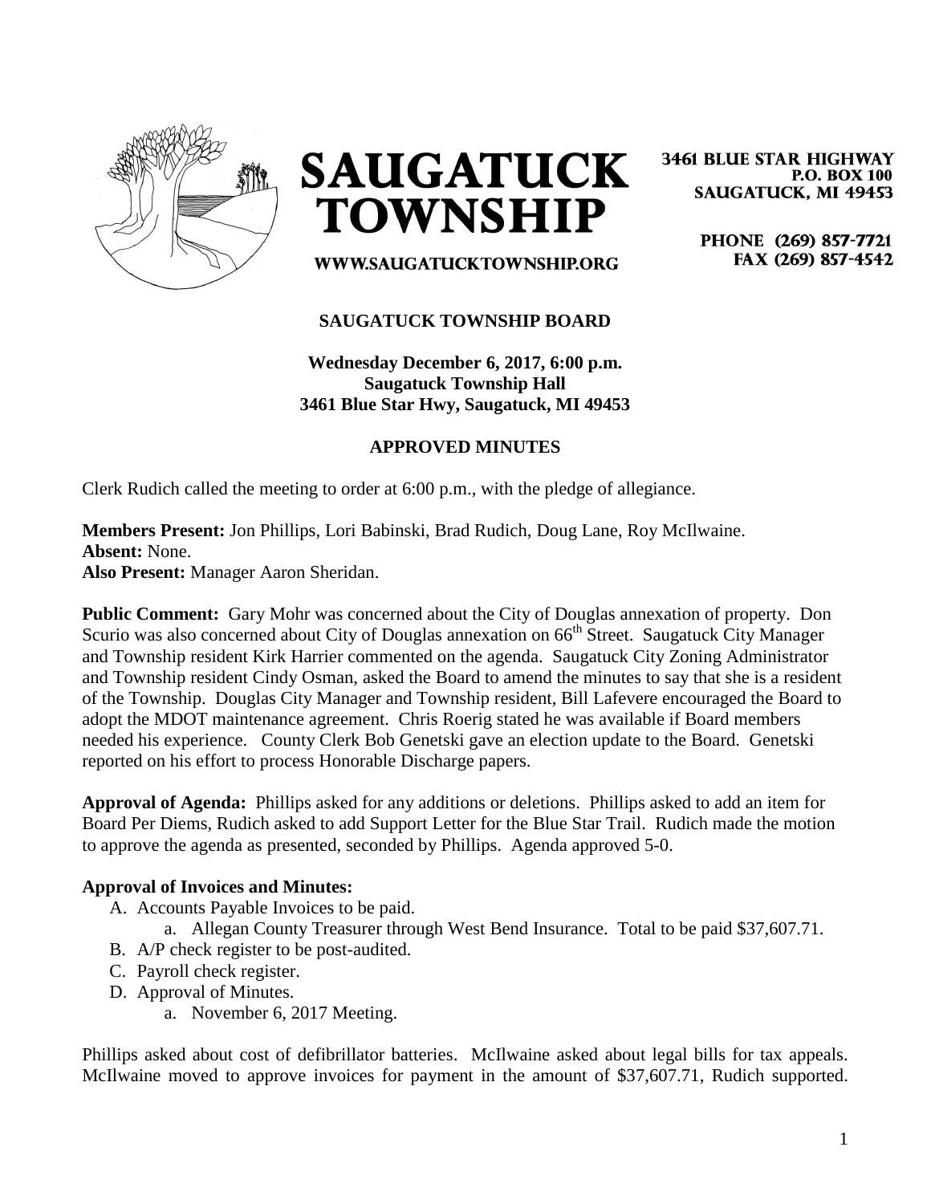# SAUGATUCK TOWNSHIP

WWW.SAUGATUCKTOWNSHIP.ORG

3461 BLUE STAR HIGHWAY
P.O. BOX 100
SAUGATUCK, MI 49453

PHONE (269) 857-7721
FAX (269) 857-4542

## SAUGATUCK TOWNSHIP BOARD

**Wednesday December 6, 2017, 6:00 p.m.**
**Saugatuck Township Hall**
**3461 Blue Star Hwy, Saugatuck, MI 49453**

### APPROVED MINUTES

Clerk Rudich called the meeting to order at 6:00 p.m., with the pledge of allegiance.

**Members Present:** Jon Phillips, Lori Babinski, Brad Rudich, Doug Lane, Roy McIlwaine.
**Absent:** None.
**Also Present:** Manager Aaron Sheridan.

**Public Comment:** Gary Mohr was concerned about the City of Douglas annexation of property. Don Scurio was also concerned about City of Douglas annexation on 66th Street. Saugatuck City Manager and Township resident Kirk Harrier commented on the agenda. Saugatuck City Zoning Administrator and Township resident Cindy Osman, asked the Board to amend the minutes to say that she is a resident of the Township. Douglas City Manager and Township resident, Bill Lafevere encouraged the Board to adopt the MDOT maintenance agreement. Chris Roerig stated he was available if Board members needed his experience. County Clerk Bob Genetski gave an election update to the Board. Genetski reported on his effort to process Honorable Discharge papers.

**Approval of Agenda:** Phillips asked for any additions or deletions. Phillips asked to add an item for Board Per Diems, Rudich asked to add Support Letter for the Blue Star Trail. Rudich made the motion to approve the agenda as presented, seconded by Phillips. Agenda approved 5-0.

**Approval of Invoices and Minutes:**

A. Accounts Payable Invoices to be paid.
   a. Allegan County Treasurer through West Bend Insurance. Total to be paid $37,607.71.
B. A/P check register to be post-audited.
C. Payroll check register.
D. Approval of Minutes.
   a. November 6, 2017 Meeting.

Phillips asked about cost of defibrillator batteries. McIlwaine asked about legal bills for tax appeals. McIlwaine moved to approve invoices for payment in the amount of $37,607.71, Rudich supported.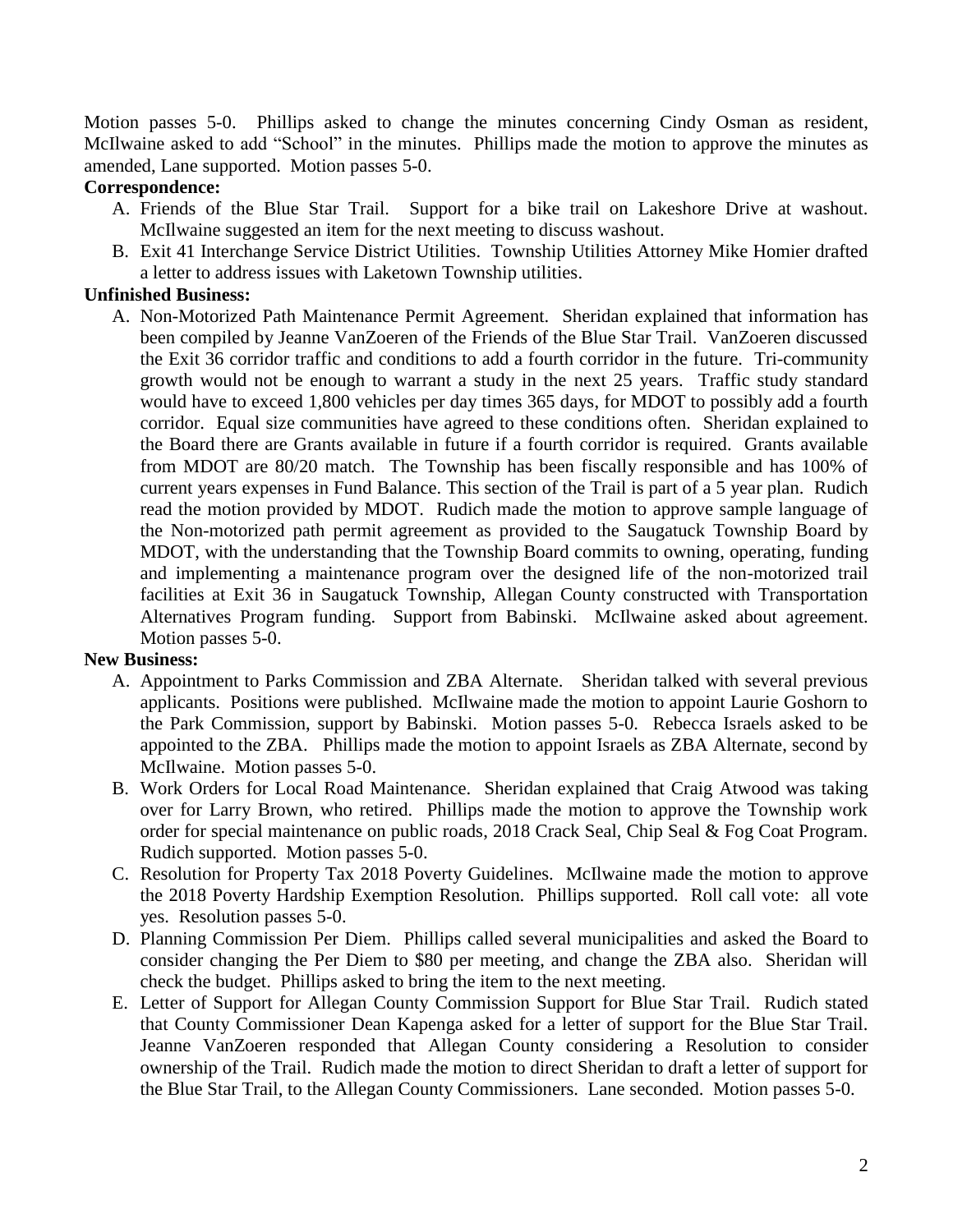Motion passes 5-0. Phillips asked to change the minutes concerning Cindy Osman as resident, McIlwaine asked to add "School" in the minutes. Phillips made the motion to approve the minutes as amended, Lane supported. Motion passes 5-0.

**Correspondence:**

A. Friends of the Blue Star Trail. Support for a bike trail on Lakeshore Drive at washout. McIlwaine suggested an item for the next meeting to discuss washout.
B. Exit 41 Interchange Service District Utilities. Township Utilities Attorney Mike Homier drafted a letter to address issues with Laketown Township utilities.

**Unfinished Business:**

A. Non-Motorized Path Maintenance Permit Agreement. Sheridan explained that information has been compiled by Jeanne VanZoeren of the Friends of the Blue Star Trail. VanZoeren discussed the Exit 36 corridor traffic and conditions to add a fourth corridor in the future. Tri-community growth would not be enough to warrant a study in the next 25 years. Traffic study standard would have to exceed 1,800 vehicles per day times 365 days, for MDOT to possibly add a fourth corridor. Equal size communities have agreed to these conditions often. Sheridan explained to the Board there are Grants available in future if a fourth corridor is required. Grants available from MDOT are 80/20 match. The Township has been fiscally responsible and has 100% of current years expenses in Fund Balance. This section of the Trail is part of a 5 year plan. Rudich read the motion provided by MDOT. Rudich made the motion to approve sample language of the Non-motorized path permit agreement as provided to the Saugatuck Township Board by MDOT, with the understanding that the Township Board commits to owning, operating, funding and implementing a maintenance program over the designed life of the non-motorized trail facilities at Exit 36 in Saugatuck Township, Allegan County constructed with Transportation Alternatives Program funding. Support from Babinski. McIlwaine asked about agreement. Motion passes 5-0.

**New Business:**

A. Appointment to Parks Commission and ZBA Alternate. Sheridan talked with several previous applicants. Positions were published. McIlwaine made the motion to appoint Laurie Goshorn to the Park Commission, support by Babinski. Motion passes 5-0. Rebecca Israels asked to be appointed to the ZBA. Phillips made the motion to appoint Israels as ZBA Alternate, second by McIlwaine. Motion passes 5-0.
B. Work Orders for Local Road Maintenance. Sheridan explained that Craig Atwood was taking over for Larry Brown, who retired. Phillips made the motion to approve the Township work order for special maintenance on public roads, 2018 Crack Seal, Chip Seal & Fog Coat Program. Rudich supported. Motion passes 5-0.
C. Resolution for Property Tax 2018 Poverty Guidelines. McIlwaine made the motion to approve the 2018 Poverty Hardship Exemption Resolution. Phillips supported. Roll call vote: all vote yes. Resolution passes 5-0.
D. Planning Commission Per Diem. Phillips called several municipalities and asked the Board to consider changing the Per Diem to $80 per meeting, and change the ZBA also. Sheridan will check the budget. Phillips asked to bring the item to the next meeting.
E. Letter of Support for Allegan County Commission Support for Blue Star Trail. Rudich stated that County Commissioner Dean Kapenga asked for a letter of support for the Blue Star Trail. Jeanne VanZoeren responded that Allegan County considering a Resolution to consider ownership of the Trail. Rudich made the motion to direct Sheridan to draft a letter of support for the Blue Star Trail, to the Allegan County Commissioners. Lane seconded. Motion passes 5-0.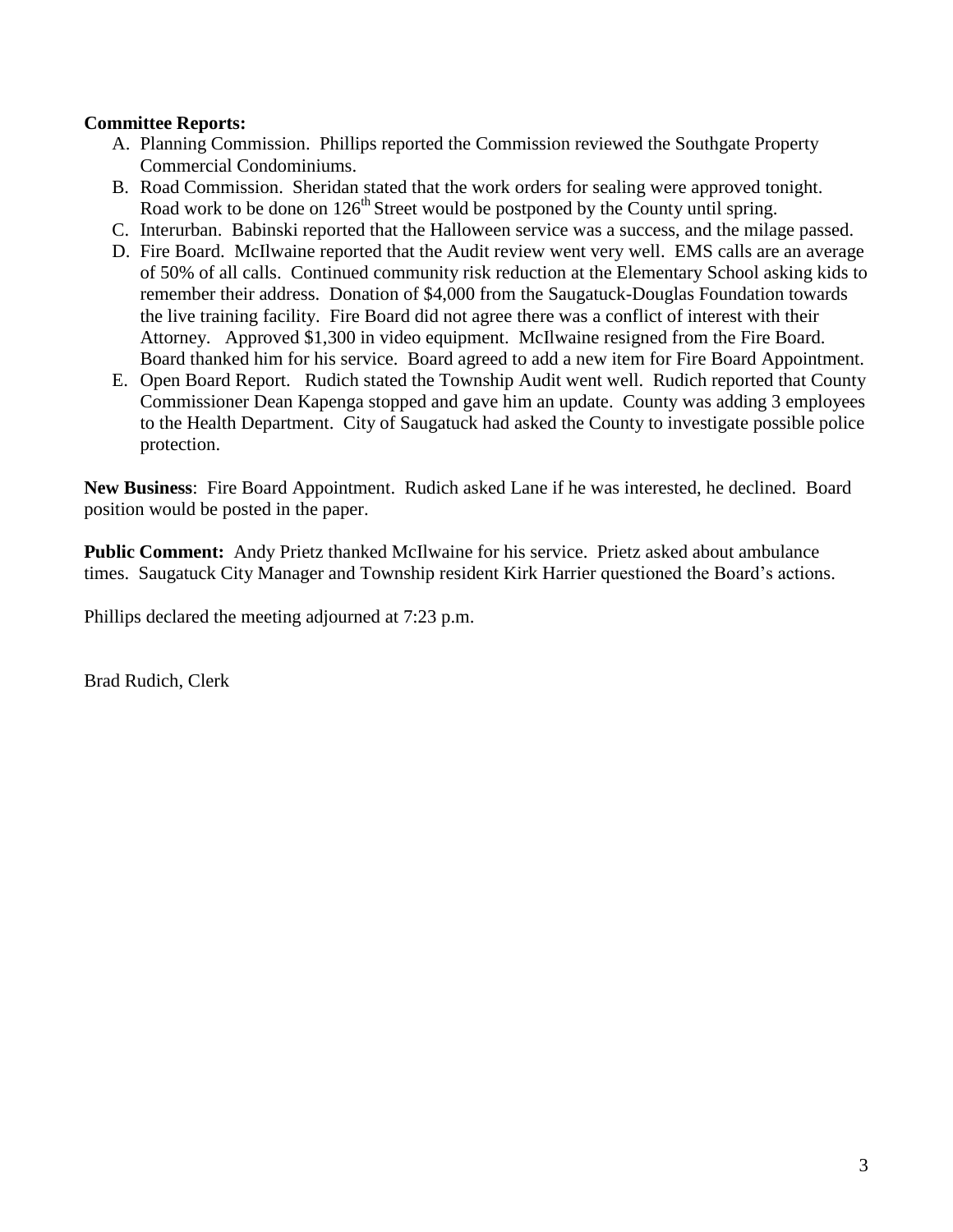**Committee Reports:**

A. Planning Commission. Phillips reported the Commission reviewed the Southgate Property Commercial Condominiums.
B. Road Commission. Sheridan stated that the work orders for sealing were approved tonight. Road work to be done on 126th Street would be postponed by the County until spring.
C. Interurban. Babinski reported that the Halloween service was a success, and the milage passed.
D. Fire Board. McIlwaine reported that the Audit review went very well. EMS calls are an average of 50% of all calls. Continued community risk reduction at the Elementary School asking kids to remember their address. Donation of $4,000 from the Saugatuck-Douglas Foundation towards the live training facility. Fire Board did not agree there was a conflict of interest with their Attorney. Approved $1,300 in video equipment. McIlwaine resigned from the Fire Board. Board thanked him for his service. Board agreed to add a new item for Fire Board Appointment.
E. Open Board Report. Rudich stated the Township Audit went well. Rudich reported that County Commissioner Dean Kapenga stopped and gave him an update. County was adding 3 employees to the Health Department. City of Saugatuck had asked the County to investigate possible police protection.

**New Business**: Fire Board Appointment. Rudich asked Lane if he was interested, he declined. Board position would be posted in the paper.

**Public Comment:** Andy Prietz thanked McIlwaine for his service. Prietz asked about ambulance times. Saugatuck City Manager and Township resident Kirk Harrier questioned the Board's actions.

Phillips declared the meeting adjourned at 7:23 p.m.

Brad Rudich, Clerk